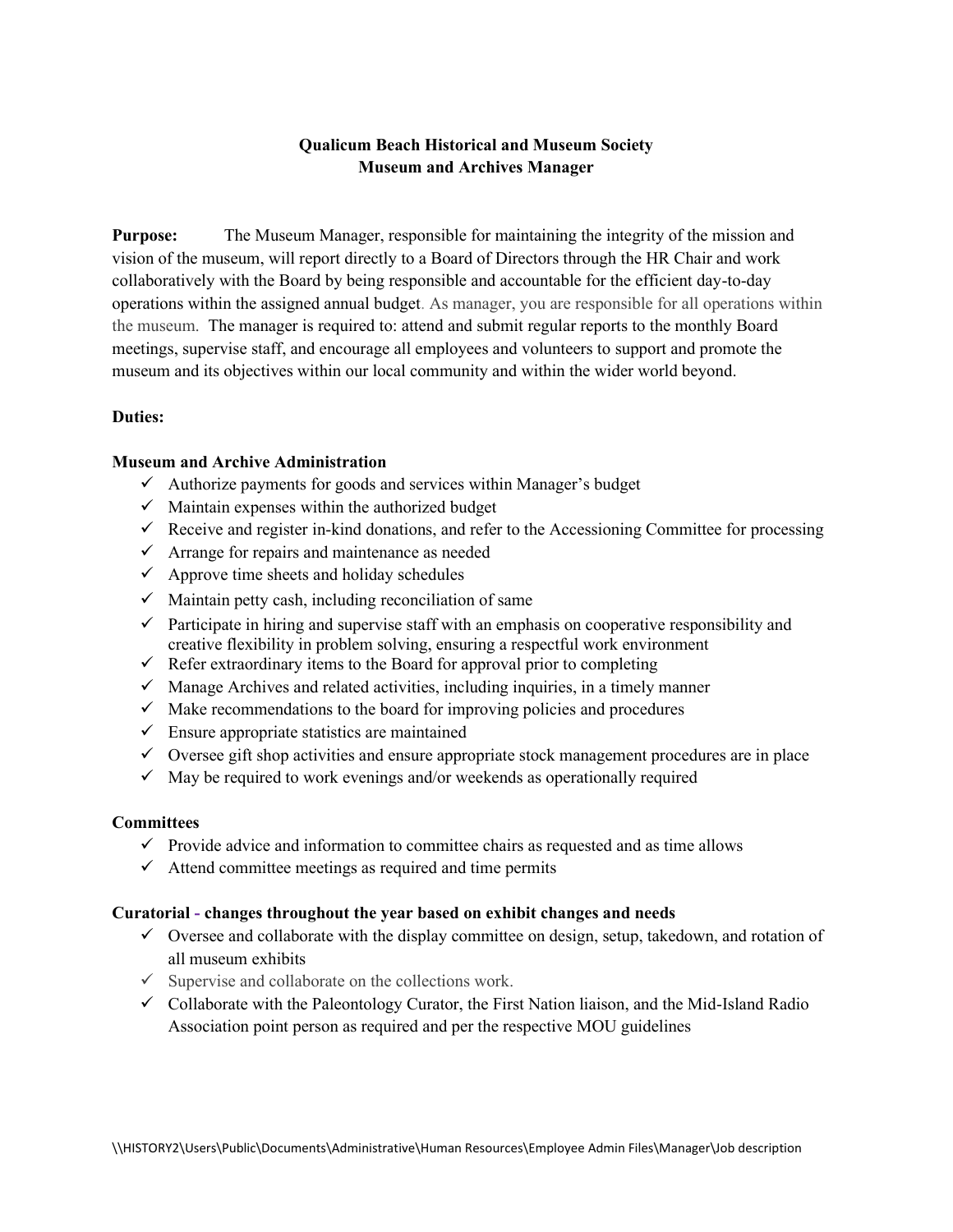**Qualicum Beach Historical and Museum Society**
**Museum and Archives Manager**

**Purpose:** The Museum Manager, responsible for maintaining the integrity of the mission and vision of the museum, will report directly to a Board of Directors through the HR Chair and work collaboratively with the Board by being responsible and accountable for the efficient day-to-day operations within the assigned annual budget. As manager, you are responsible for all operations within the museum. The manager is required to: attend and submit regular reports to the monthly Board meetings, supervise staff, and encourage all employees and volunteers to support and promote the museum and its objectives within our local community and within the wider world beyond.

**Duties:**

**Museum and Archive Administration**

- ✓ Authorize payments for goods and services within Manager's budget
- ✓ Maintain expenses within the authorized budget
- ✓ Receive and register in-kind donations, and refer to the Accessioning Committee for processing
- ✓ Arrange for repairs and maintenance as needed
- ✓ Approve time sheets and holiday schedules
- ✓ Maintain petty cash, including reconciliation of same
- ✓ Participate in hiring and supervise staff with an emphasis on cooperative responsibility and creative flexibility in problem solving, ensuring a respectful work environment
- ✓ Refer extraordinary items to the Board for approval prior to completing
- ✓ Manage Archives and related activities, including inquiries, in a timely manner
- ✓ Make recommendations to the board for improving policies and procedures
- ✓ Ensure appropriate statistics are maintained
- ✓ Oversee gift shop activities and ensure appropriate stock management procedures are in place
- ✓ May be required to work evenings and/or weekends as operationally required

**Committees**

- ✓ Provide advice and information to committee chairs as requested and as time allows
- ✓ Attend committee meetings as required and time permits

**Curatorial - changes throughout the year based on exhibit changes and needs**

- ✓ Oversee and collaborate with the display committee on design, setup, takedown, and rotation of all museum exhibits
- ✓ Supervise and collaborate on the collections work.
- ✓ Collaborate with the Paleontology Curator, the First Nation liaison, and the Mid-Island Radio Association point person as required and per the respective MOU guidelines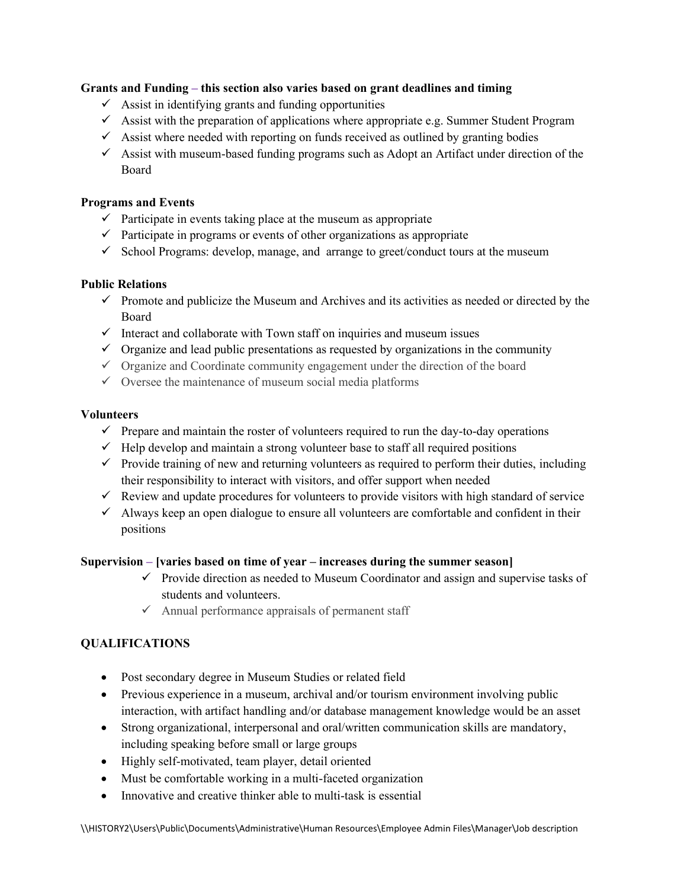**Grants and Funding – this section also varies based on grant deadlines and timing**

- ✓ Assist in identifying grants and funding opportunities
- ✓ Assist with the preparation of applications where appropriate e.g. Summer Student Program
- ✓ Assist where needed with reporting on funds received as outlined by granting bodies
- ✓ Assist with museum-based funding programs such as Adopt an Artifact under direction of the Board

**Programs and Events**

- ✓ Participate in events taking place at the museum as appropriate
- ✓ Participate in programs or events of other organizations as appropriate
- ✓ School Programs: develop, manage, and arrange to greet/conduct tours at the museum

**Public Relations**

- ✓ Promote and publicize the Museum and Archives and its activities as needed or directed by the Board
- ✓ Interact and collaborate with Town staff on inquiries and museum issues
- ✓ Organize and lead public presentations as requested by organizations in the community
- ✓ Organize and Coordinate community engagement under the direction of the board
- ✓ Oversee the maintenance of museum social media platforms

**Volunteers**

- ✓ Prepare and maintain the roster of volunteers required to run the day-to-day operations
- ✓ Help develop and maintain a strong volunteer base to staff all required positions
- ✓ Provide training of new and returning volunteers as required to perform their duties, including their responsibility to interact with visitors, and offer support when needed
- ✓ Review and update procedures for volunteers to provide visitors with high standard of service
- ✓ Always keep an open dialogue to ensure all volunteers are comfortable and confident in their positions

**Supervision – [varies based on time of year – increases during the summer season]**

- ✓ Provide direction as needed to Museum Coordinator and assign and supervise tasks of students and volunteers.
- ✓ Annual performance appraisals of permanent staff

## QUALIFICATIONS

- Post secondary degree in Museum Studies or related field
- Previous experience in a museum, archival and/or tourism environment involving public interaction, with artifact handling and/or database management knowledge would be an asset
- Strong organizational, interpersonal and oral/written communication skills are mandatory, including speaking before small or large groups
- Highly self-motivated, team player, detail oriented
- Must be comfortable working in a multi-faceted organization
- Innovative and creative thinker able to multi-task is essential

\\HISTORY2\Users\Public\Documents\Administrative\Human Resources\Employee Admin Files\Manager\Job description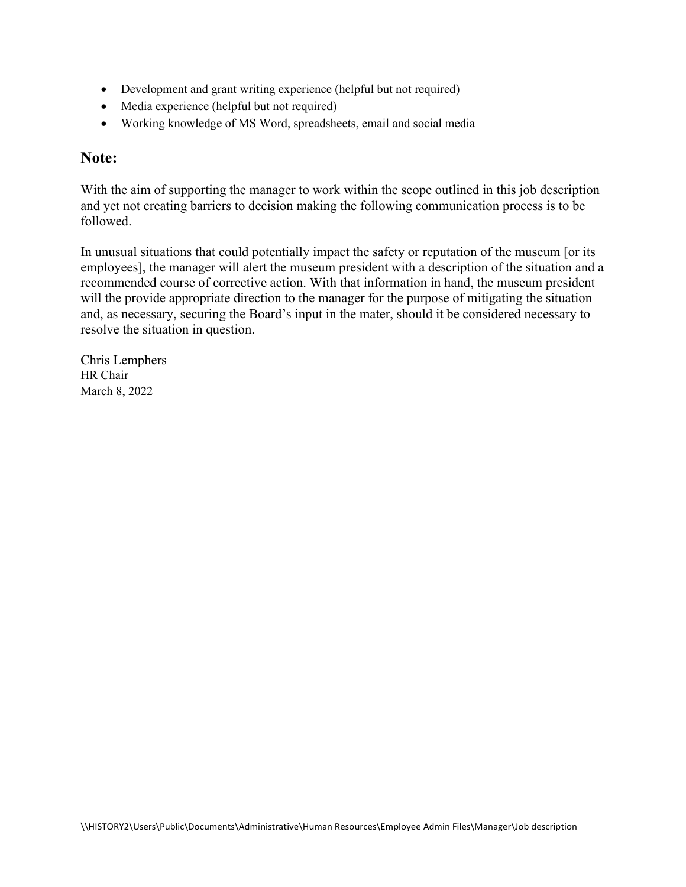- Development and grant writing experience (helpful but not required)
- Media experience (helpful but not required)
- Working knowledge of MS Word, spreadsheets, email and social media

## Note:

With the aim of supporting the manager to work within the scope outlined in this job description and yet not creating barriers to decision making the following communication process is to be followed.

In unusual situations that could potentially impact the safety or reputation of the museum [or its employees], the manager will alert the museum president with a description of the situation and a recommended course of corrective action. With that information in hand, the museum president will the provide appropriate direction to the manager for the purpose of mitigating the situation and, as necessary, securing the Board's input in the mater, should it be considered necessary to resolve the situation in question.

Chris Lemphers
HR Chair
March 8, 2022

\\HISTORY2\Users\Public\Documents\Administrative\Human Resources\Employee Admin Files\Manager\Job description